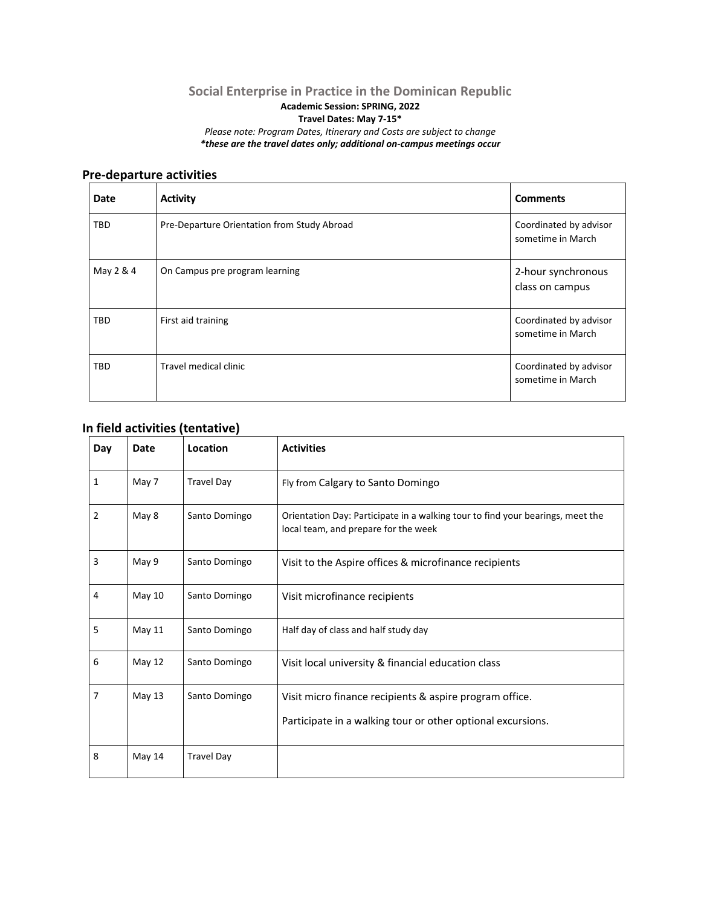# Social Enterprise in Practice in the Dominican Republic

**Academic Session: SPRING, 2022**

**Travel Dates: May 7-15***

*Please note: Program Dates, Itinerary and Costs are subject to change*

***these are the travel dates only; additional on-campus meetings occur***

## Pre-departure activities

| Date | Activity | Comments |
|---|---|---|
| TBD | Pre-Departure Orientation from Study Abroad | Coordinated by advisor sometime in March |
| May 2 & 4 | On Campus pre program learning | 2-hour synchronous class on campus |
| TBD | First aid training | Coordinated by advisor sometime in March |
| TBD | Travel medical clinic | Coordinated by advisor sometime in March |

## In field activities (tentative)

| Day | Date | Location | Activities |
|---|---|---|---|
| 1 | May 7 | Travel Day | Fly from Calgary to Santo Domingo |
| 2 | May 8 | Santo Domingo | Orientation Day: Participate in a walking tour to find your bearings, meet the local team, and prepare for the week |
| 3 | May 9 | Santo Domingo | Visit to the Aspire offices & microfinance recipients |
| 4 | May 10 | Santo Domingo | Visit microfinance recipients |
| 5 | May 11 | Santo Domingo | Half day of class and half study day |
| 6 | May 12 | Santo Domingo | Visit local university & financial education class |
| 7 | May 13 | Santo Domingo | Visit micro finance recipients & aspire program office.<br><br>Participate in a walking tour or other optional excursions. |
| 8 | May 14 | Travel Day | |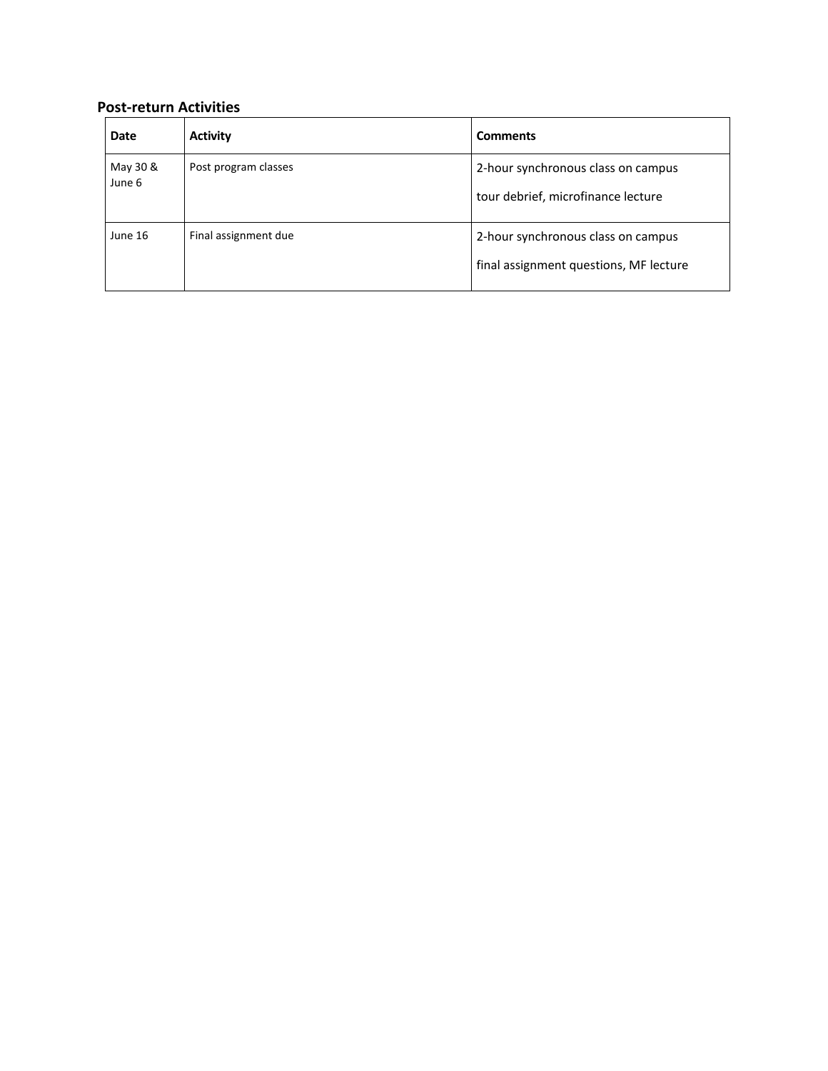### Post-return Activities

| Date | Activity | Comments |
| --- | --- | --- |
| May 30 & June 6 | Post program classes | 2-hour synchronous class on campus<br><br>tour debrief, microfinance lecture |
| June 16 | Final assignment due | 2-hour synchronous class on campus<br><br>final assignment questions, MF lecture |